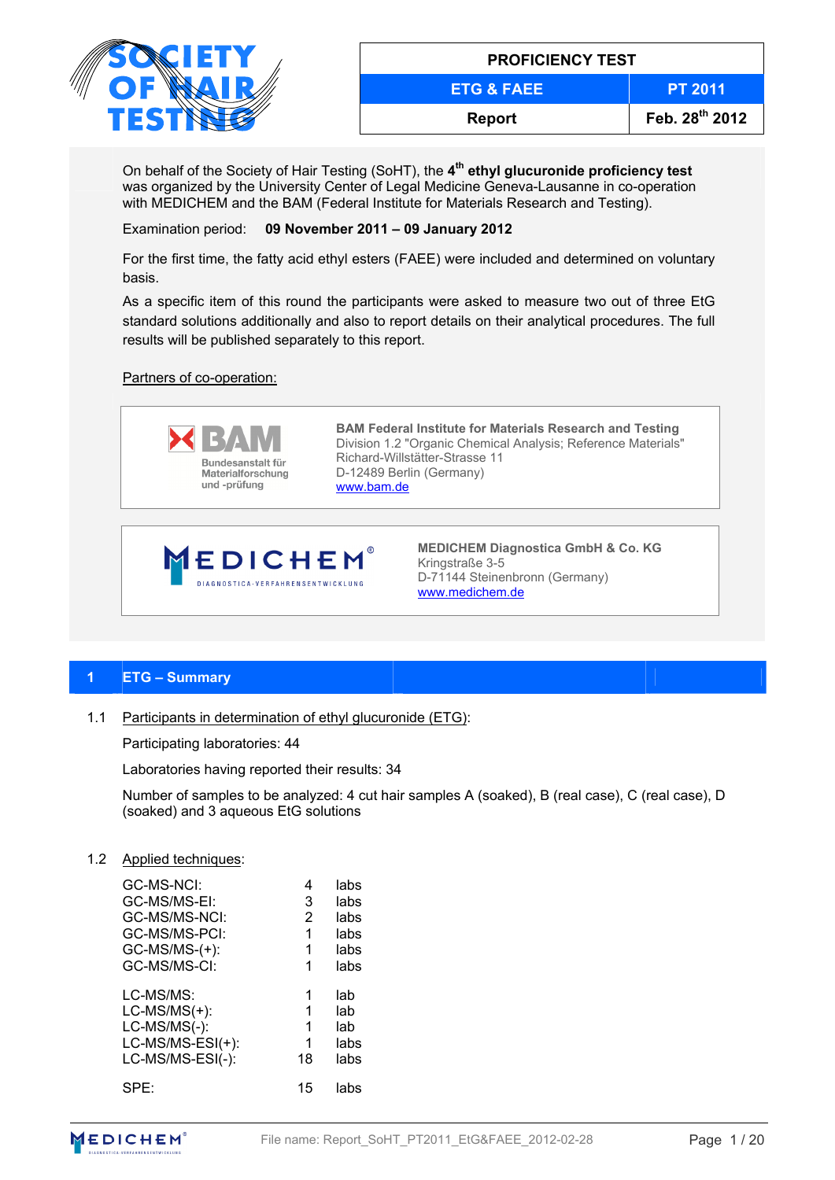**SOCIETY OF HAIR TESTING**

| PROFICIENCY TEST | |
|---|---|
| ETG & FAEE | PT 2011 |
| Report | Feb. 28th 2012 |

On behalf of the Society of Hair Testing (SoHT), the **4th ethyl glucuronide proficiency test** was organized by the University Center of Legal Medicine Geneva-Lausanne in co-operation with MEDICHEM and the BAM (Federal Institute for Materials Research and Testing).

Examination period: **09 November 2011 – 09 January 2012**

For the first time, the fatty acid ethyl esters (FAEE) were included and determined on voluntary basis.

As a specific item of this round the participants were asked to measure two out of three EtG standard solutions additionally and also to report details on their analytical procedures. The full results will be published separately to this report.

Partners of co-operation:

| | |
|---|---|
| BAM Bundesanstalt für Materialforschung und -prüfung | **BAM Federal Institute for Materials Research and Testing**<br>Division 1.2 "Organic Chemical Analysis; Reference Materials"<br>Richard-Willstätter-Strasse 11<br>D-12489 Berlin (Germany)<br>www.bam.de |
| MEDICHEM® DIAGNOSTICA-VERFAHRENSENTWICKLUNG | **MEDICHEM Diagnostica GmbH & Co. KG**<br>Kringstraße 3-5<br>D-71144 Steinenbronn (Germany)<br>www.medichem.de |

## 1 ETG – Summary

### 1.1 Participants in determination of ethyl glucuronide (ETG):

Participating laboratories: 44

Laboratories having reported their results: 34

Number of samples to be analyzed: 4 cut hair samples A (soaked), B (real case), C (real case), D (soaked) and 3 aqueous EtG solutions

### 1.2 Applied techniques:

| | | |
|---|---|---|
| GC-MS-NCI: | 4 | labs |
| GC-MS/MS-EI: | 3 | labs |
| GC-MS/MS-NCI: | 2 | labs |
| GC-MS/MS-PCI: | 1 | labs |
| GC-MS/MS-(+): | 1 | labs |
| GC-MS/MS-CI: | 1 | labs |
| LC-MS/MS: | 1 | lab |
| LC-MS/MS(+): | 1 | lab |
| LC-MS/MS(-): | 1 | lab |
| LC-MS/MS-ESI(+): | 1 | labs |
| LC-MS/MS-ESI(-): | 18 | labs |
| SPE: | 15 | labs |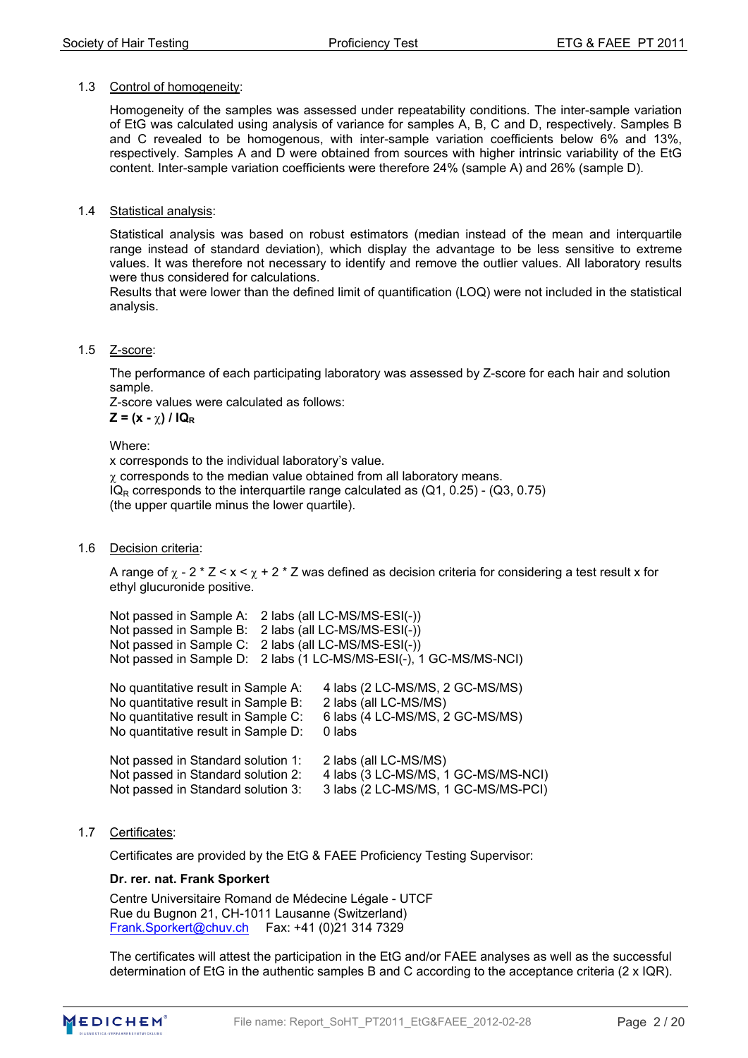### 1.3 Control of homogeneity:

Homogeneity of the samples was assessed under repeatability conditions. The inter-sample variation of EtG was calculated using analysis of variance for samples A, B, C and D, respectively. Samples B and C revealed to be homogenous, with inter-sample variation coefficients below 6% and 13%, respectively. Samples A and D were obtained from sources with higher intrinsic variability of the EtG content. Inter-sample variation coefficients were therefore 24% (sample A) and 26% (sample D).

### 1.4 Statistical analysis:

Statistical analysis was based on robust estimators (median instead of the mean and interquartile range instead of standard deviation), which display the advantage to be less sensitive to extreme values. It was therefore not necessary to identify and remove the outlier values. All laboratory results were thus considered for calculations.
Results that were lower than the defined limit of quantification (LOQ) were not included in the statistical analysis.

### 1.5 Z-score:

The performance of each participating laboratory was assessed by Z-score for each hair and solution sample.
Z-score values were calculated as follows:
**$Z = (x - \chi) / IQ_R$**

Where:
x corresponds to the individual laboratory's value.
$\chi$ corresponds to the median value obtained from all laboratory means.
$IQ_R$ corresponds to the interquartile range calculated as (Q1, 0.25) - (Q3, 0.75) (the upper quartile minus the lower quartile).

### 1.6 Decision criteria:

A range of $\chi - 2 * Z < x < \chi + 2 * Z$ was defined as decision criteria for considering a test result x for ethyl glucuronide positive.

Not passed in Sample A: 2 labs (all LC-MS/MS-ESI(-))
Not passed in Sample B: 2 labs (all LC-MS/MS-ESI(-))
Not passed in Sample C: 2 labs (all LC-MS/MS-ESI(-))
Not passed in Sample D: 2 labs (1 LC-MS/MS-ESI(-), 1 GC-MS/MS-NCI)

No quantitative result in Sample A: 4 labs (2 LC-MS/MS, 2 GC-MS/MS)
No quantitative result in Sample B: 2 labs (all LC-MS/MS)
No quantitative result in Sample C: 6 labs (4 LC-MS/MS, 2 GC-MS/MS)
No quantitative result in Sample D: 0 labs

Not passed in Standard solution 1: 2 labs (all LC-MS/MS)
Not passed in Standard solution 2: 4 labs (3 LC-MS/MS, 1 GC-MS/MS-NCI)
Not passed in Standard solution 3: 3 labs (2 LC-MS/MS, 1 GC-MS/MS-PCI)

### 1.7 Certificates:

Certificates are provided by the EtG & FAEE Proficiency Testing Supervisor:

**Dr. rer. nat. Frank Sporkert**

Centre Universitaire Romand de Médecine Légale - UTCF
Rue du Bugnon 21, CH-1011 Lausanne (Switzerland)
Frank.Sporkert@chuv.ch Fax: +41 (0)21 314 7329

The certificates will attest the participation in the EtG and/or FAEE analyses as well as the successful determination of EtG in the authentic samples B and C according to the acceptance criteria (2 x IQR).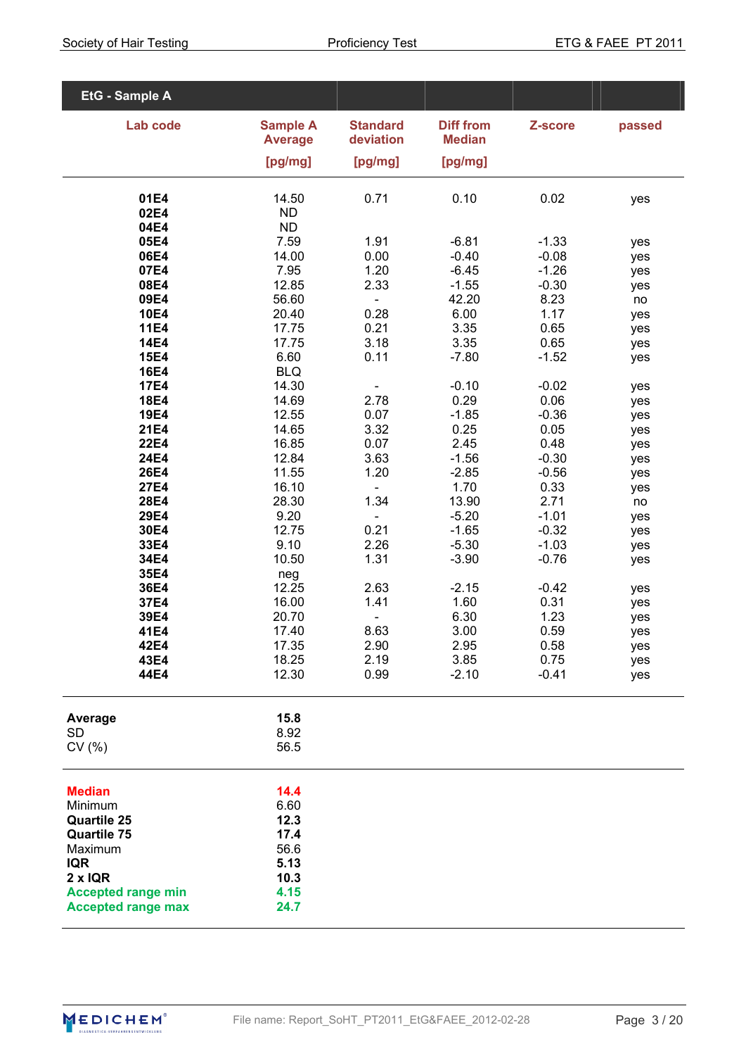## EtG - Sample A

| Lab code | Sample A Average [pg/mg] | Standard deviation [pg/mg] | Diff from Median [pg/mg] | Z-score | passed |
|---|---|---|---|---|---|
| **01E4** | 14.50 | 0.71 | 0.10 | 0.02 | yes |
| **02E4** | ND | | | | |
| **04E4** | ND | | | | |
| **05E4** | 7.59 | 1.91 | -6.81 | -1.33 | yes |
| **06E4** | 14.00 | 0.00 | -0.40 | -0.08 | yes |
| **07E4** | 7.95 | 1.20 | -6.45 | -1.26 | yes |
| **08E4** | 12.85 | 2.33 | -1.55 | -0.30 | yes |
| **09E4** | 56.60 | - | 42.20 | 8.23 | no |
| **10E4** | 20.40 | 0.28 | 6.00 | 1.17 | yes |
| **11E4** | 17.75 | 0.21 | 3.35 | 0.65 | yes |
| **14E4** | 17.75 | 3.18 | 3.35 | 0.65 | yes |
| **15E4** | 6.60 | 0.11 | -7.80 | -1.52 | yes |
| **16E4** | BLQ | | | | |
| **17E4** | 14.30 | - | -0.10 | -0.02 | yes |
| **18E4** | 14.69 | 2.78 | 0.29 | 0.06 | yes |
| **19E4** | 12.55 | 0.07 | -1.85 | -0.36 | yes |
| **21E4** | 14.65 | 3.32 | 0.25 | 0.05 | yes |
| **22E4** | 16.85 | 0.07 | 2.45 | 0.48 | yes |
| **24E4** | 12.84 | 3.63 | -1.56 | -0.30 | yes |
| **26E4** | 11.55 | 1.20 | -2.85 | -0.56 | yes |
| **27E4** | 16.10 | - | 1.70 | 0.33 | yes |
| **28E4** | 28.30 | 1.34 | 13.90 | 2.71 | no |
| **29E4** | 9.20 | - | -5.20 | -1.01 | yes |
| **30E4** | 12.75 | 0.21 | -1.65 | -0.32 | yes |
| **33E4** | 9.10 | 2.26 | -5.30 | -1.03 | yes |
| **34E4** | 10.50 | 1.31 | -3.90 | -0.76 | yes |
| **35E4** | neg | | | | |
| **36E4** | 12.25 | 2.63 | -2.15 | -0.42 | yes |
| **37E4** | 16.00 | 1.41 | 1.60 | 0.31 | yes |
| **39E4** | 20.70 | - | 6.30 | 1.23 | yes |
| **41E4** | 17.40 | 8.63 | 3.00 | 0.59 | yes |
| **42E4** | 17.35 | 2.90 | 2.95 | 0.58 | yes |
| **43E4** | 18.25 | 2.19 | 3.85 | 0.75 | yes |
| **44E4** | 12.30 | 0.99 | -2.10 | -0.41 | yes |

| | |
|---|---|
| **Average** | **15.8** |
| SD | 8.92 |
| CV (%) | 56.5 |

| | |
|---|---|
| **Median** | **14.4** |
| Minimum | 6.60 |
| **Quartile 25** | **12.3** |
| **Quartile 75** | **17.4** |
| Maximum | 56.6 |
| **IQR** | **5.13** |
| **2 x IQR** | **10.3** |
| **Accepted range min** | **4.15** |
| **Accepted range max** | **24.7** |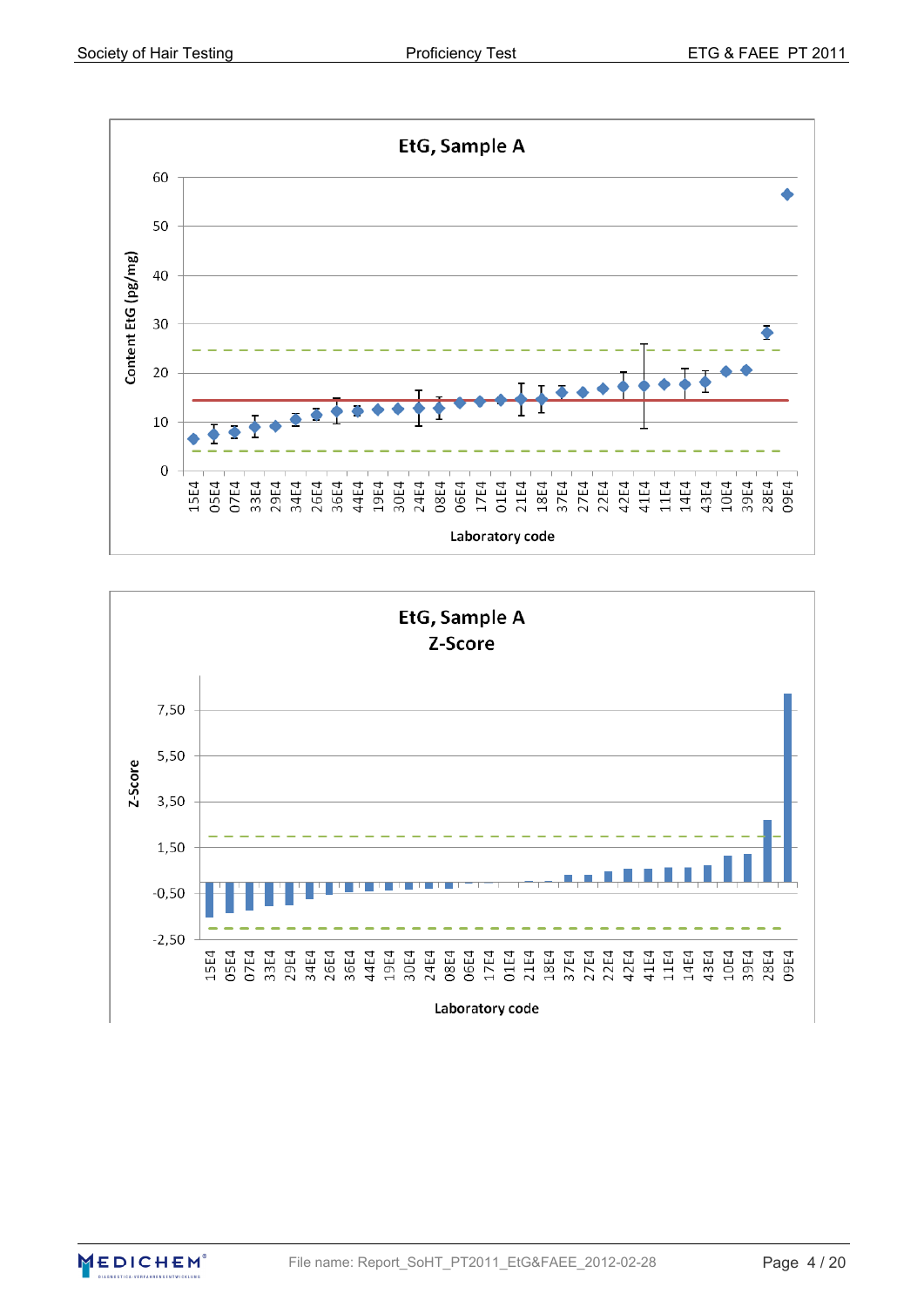## EtG, Sample A

Content EtG (pg/mg)

Laboratory code: 15E4, 05E4, 07E4, 33E4, 29E4, 34E4, 26E4, 36E4, 44E4, 19E4, 30E4, 24E4, 08E4, 06E4, 17E4, 01E4, 21E4, 18E4, 37E4, 27E4, 22E4, 42E4, 41E4, 11E4, 14E4, 43E4, 10E4, 39E4, 28E4, 09E4

## EtG, Sample A Z-Score

Z-Score

Laboratory code: 15E4, 05E4, 07E4, 33E4, 29E4, 34E4, 26E4, 36E4, 44E4, 19E4, 30E4, 24E4, 08E4, 06E4, 17E4, 01E4, 21E4, 18E4, 37E4, 27E4, 22E4, 42E4, 41E4, 11E4, 14E4, 43E4, 10E4, 39E4, 28E4, 09E4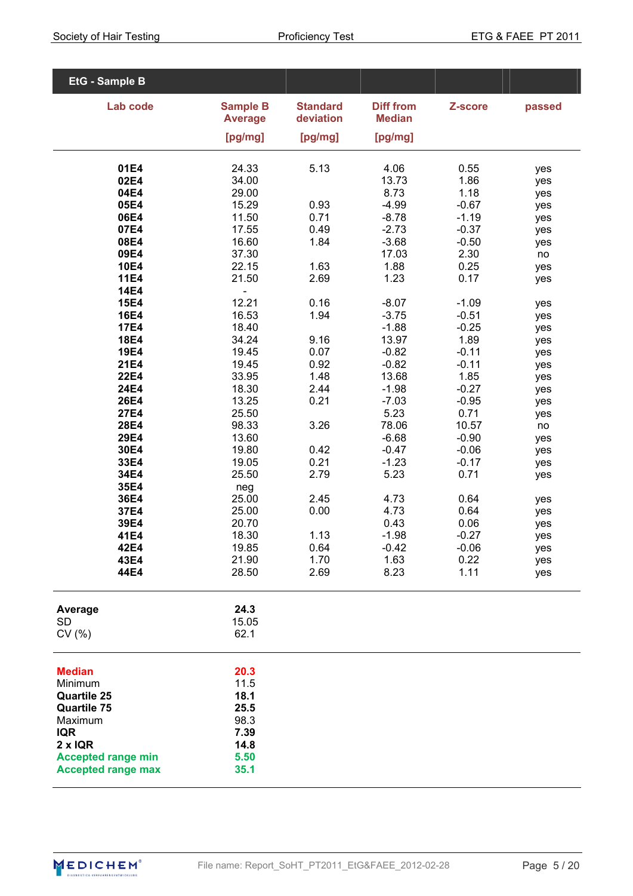## EtG - Sample B

| Lab code | Sample B Average [pg/mg] | Standard deviation [pg/mg] | Diff from Median [pg/mg] | Z-score | passed |
|---|---|---|---|---|---|
| **01E4** | 24.33 | 5.13 | 4.06 | 0.55 | yes |
| **02E4** | 34.00 | | 13.73 | 1.86 | yes |
| **04E4** | 29.00 | | 8.73 | 1.18 | yes |
| **05E4** | 15.29 | 0.93 | -4.99 | -0.67 | yes |
| **06E4** | 11.50 | 0.71 | -8.78 | -1.19 | yes |
| **07E4** | 17.55 | 0.49 | -2.73 | -0.37 | yes |
| **08E4** | 16.60 | 1.84 | -3.68 | -0.50 | yes |
| **09E4** | 37.30 | | 17.03 | 2.30 | no |
| **10E4** | 22.15 | 1.63 | 1.88 | 0.25 | yes |
| **11E4** | 21.50 | 2.69 | 1.23 | 0.17 | yes |
| **14E4** | - | | | | |
| **15E4** | 12.21 | 0.16 | -8.07 | -1.09 | yes |
| **16E4** | 16.53 | 1.94 | -3.75 | -0.51 | yes |
| **17E4** | 18.40 | | -1.88 | -0.25 | yes |
| **18E4** | 34.24 | 9.16 | 13.97 | 1.89 | yes |
| **19E4** | 19.45 | 0.07 | -0.82 | -0.11 | yes |
| **21E4** | 19.45 | 0.92 | -0.82 | -0.11 | yes |
| **22E4** | 33.95 | 1.48 | 13.68 | 1.85 | yes |
| **24E4** | 18.30 | 2.44 | -1.98 | -0.27 | yes |
| **26E4** | 13.25 | 0.21 | -7.03 | -0.95 | yes |
| **27E4** | 25.50 | | 5.23 | 0.71 | yes |
| **28E4** | 98.33 | 3.26 | 78.06 | 10.57 | no |
| **29E4** | 13.60 | | -6.68 | -0.90 | yes |
| **30E4** | 19.80 | 0.42 | -0.47 | -0.06 | yes |
| **33E4** | 19.05 | 0.21 | -1.23 | -0.17 | yes |
| **34E4** | 25.50 | 2.79 | 5.23 | 0.71 | yes |
| **35E4** | neg | | | | |
| **36E4** | 25.00 | 2.45 | 4.73 | 0.64 | yes |
| **37E4** | 25.00 | 0.00 | 4.73 | 0.64 | yes |
| **39E4** | 20.70 | | 0.43 | 0.06 | yes |
| **41E4** | 18.30 | 1.13 | -1.98 | -0.27 | yes |
| **42E4** | 19.85 | 0.64 | -0.42 | -0.06 | yes |
| **43E4** | 21.90 | 1.70 | 1.63 | 0.22 | yes |
| **44E4** | 28.50 | 2.69 | 8.23 | 1.11 | yes |

| | |
|---|---|
| **Average** | **24.3** |
| SD | 15.05 |
| CV (%) | 62.1 |

| | |
|---|---|
| **Median** | **20.3** |
| Minimum | 11.5 |
| **Quartile 25** | **18.1** |
| **Quartile 75** | **25.5** |
| Maximum | 98.3 |
| **IQR** | **7.39** |
| **2 x IQR** | **14.8** |
| **Accepted range min** | **5.50** |
| **Accepted range max** | **35.1** |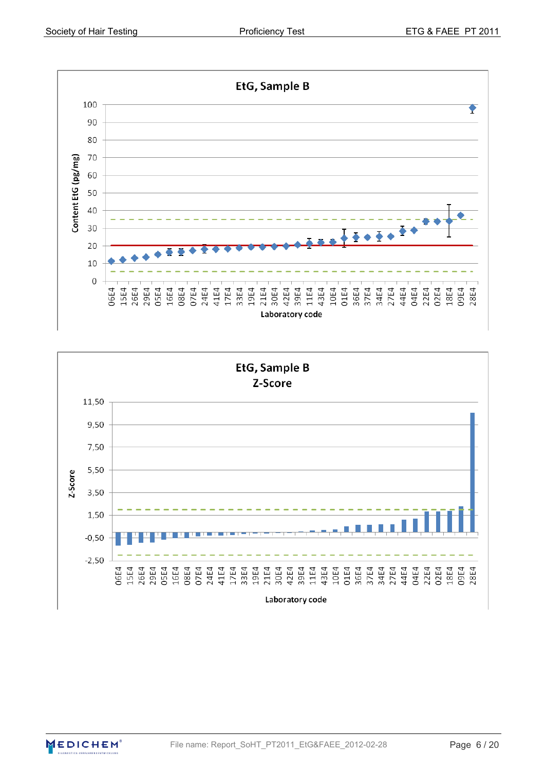EtG, Sample B

Content EtG (pg/mg)

Laboratory code

06E4 15E4 26E4 29E4 05E4 16E4 08E4 07E4 24E4 41E4 17E4 33E4 19E4 21E4 30E4 42E4 39E4 11E4 43E4 10E4 01E4 36E4 37E4 34E4 27E4 44E4 04E4 22E4 02E4 18E4 09E4 28E4

EtG, Sample B
Z-Score

Z-Score

Laboratory code

06E4 15E4 26E4 29E4 05E4 16E4 08E4 07E4 24E4 41E4 17E4 33E4 19E4 21E4 30E4 42E4 39E4 11E4 43E4 10E4 01E4 36E4 37E4 34E4 27E4 44E4 04E4 22E4 02E4 18E4 09E4 28E4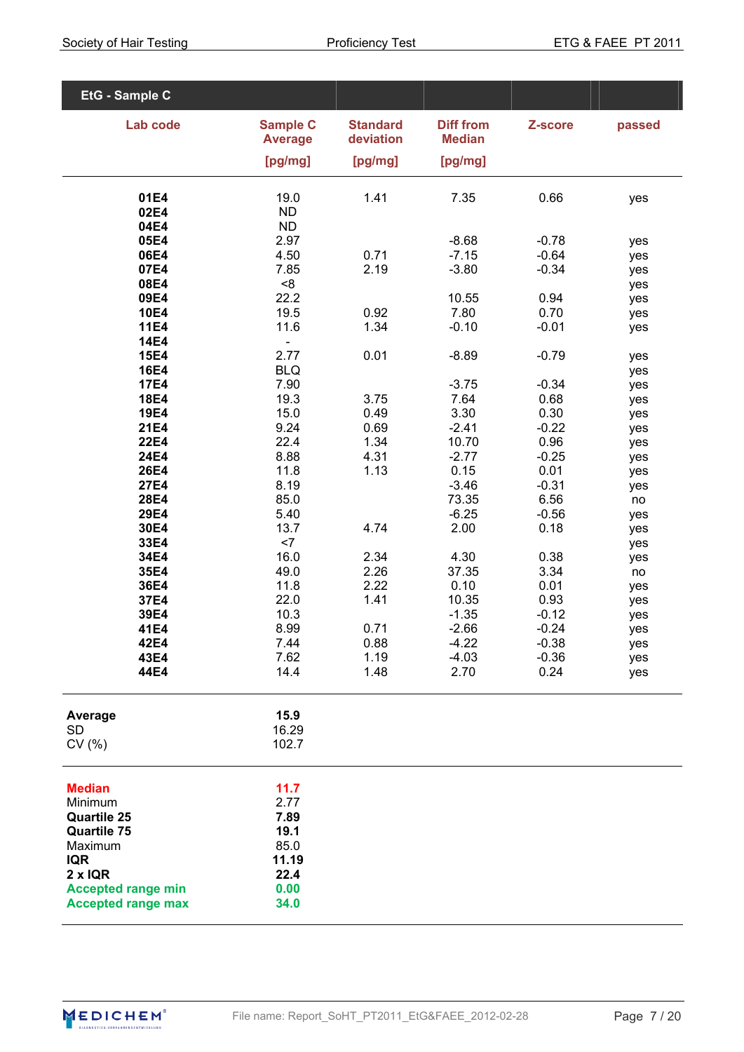## EtG - Sample C

| Lab code | Sample C Average [pg/mg] | Standard deviation [pg/mg] | Diff from Median [pg/mg] | Z-score | passed |
|---|---|---|---|---|---|
| **01E4** | 19.0 | 1.41 | 7.35 | 0.66 | yes |
| **02E4** | ND | | | | |
| **04E4** | ND | | | | |
| **05E4** | 2.97 | | -8.68 | -0.78 | yes |
| **06E4** | 4.50 | 0.71 | -7.15 | -0.64 | yes |
| **07E4** | 7.85 | 2.19 | -3.80 | -0.34 | yes |
| **08E4** | <8 | | | | yes |
| **09E4** | 22.2 | | 10.55 | 0.94 | yes |
| **10E4** | 19.5 | 0.92 | 7.80 | 0.70 | yes |
| **11E4** | 11.6 | 1.34 | -0.10 | -0.01 | yes |
| **14E4** | - | | | | |
| **15E4** | 2.77 | 0.01 | -8.89 | -0.79 | yes |
| **16E4** | BLQ | | | | yes |
| **17E4** | 7.90 | | -3.75 | -0.34 | yes |
| **18E4** | 19.3 | 3.75 | 7.64 | 0.68 | yes |
| **19E4** | 15.0 | 0.49 | 3.30 | 0.30 | yes |
| **21E4** | 9.24 | 0.69 | -2.41 | -0.22 | yes |
| **22E4** | 22.4 | 1.34 | 10.70 | 0.96 | yes |
| **24E4** | 8.88 | 4.31 | -2.77 | -0.25 | yes |
| **26E4** | 11.8 | 1.13 | 0.15 | 0.01 | yes |
| **27E4** | 8.19 | | -3.46 | -0.31 | yes |
| **28E4** | 85.0 | | 73.35 | 6.56 | no |
| **29E4** | 5.40 | | -6.25 | -0.56 | yes |
| **30E4** | 13.7 | 4.74 | 2.00 | 0.18 | yes |
| **33E4** | <7 | | | | yes |
| **34E4** | 16.0 | 2.34 | 4.30 | 0.38 | yes |
| **35E4** | 49.0 | 2.26 | 37.35 | 3.34 | no |
| **36E4** | 11.8 | 2.22 | 0.10 | 0.01 | yes |
| **37E4** | 22.0 | 1.41 | 10.35 | 0.93 | yes |
| **39E4** | 10.3 | | -1.35 | -0.12 | yes |
| **41E4** | 8.99 | 0.71 | -2.66 | -0.24 | yes |
| **42E4** | 7.44 | 0.88 | -4.22 | -0.38 | yes |
| **43E4** | 7.62 | 1.19 | -4.03 | -0.36 | yes |
| **44E4** | 14.4 | 1.48 | 2.70 | 0.24 | yes |

| | |
|---|---|
| **Average** | **15.9** |
| SD | 16.29 |
| CV (%) | 102.7 |

| | |
|---|---|
| **Median** | **11.7** |
| Minimum | 2.77 |
| **Quartile 25** | **7.89** |
| **Quartile 75** | **19.1** |
| Maximum | 85.0 |
| **IQR** | **11.19** |
| **2 x IQR** | **22.4** |
| **Accepted range min** | **0.00** |
| **Accepted range max** | **34.0** |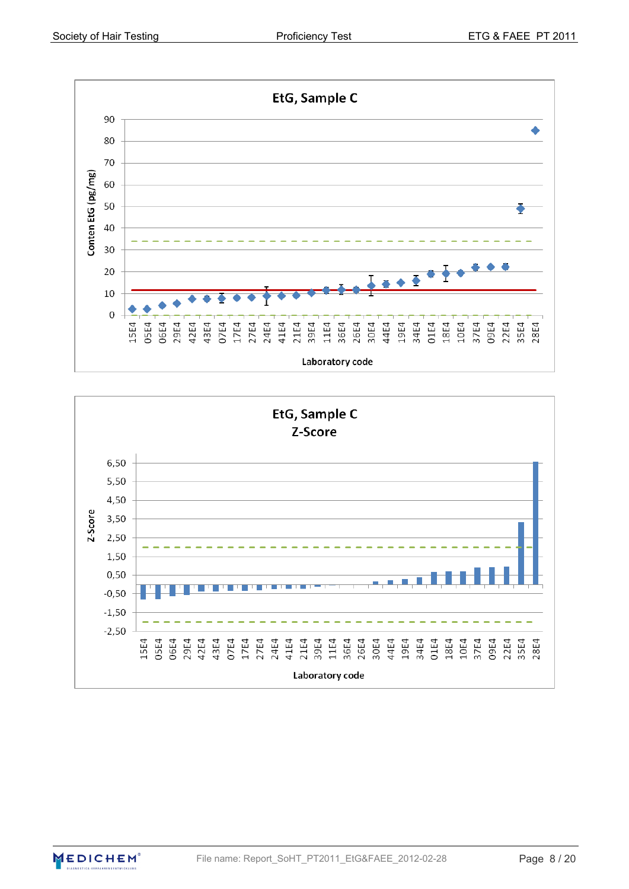**EtG, Sample C**

Conten EtG (pg/mg)

Laboratory code: 15E4, 05E4, 06E4, 29E4, 42E4, 43E4, 07E4, 17E4, 27E4, 24E4, 41E4, 21E4, 39E4, 11E4, 36E4, 26E4, 30E4, 44E4, 19E4, 34E4, 01E4, 18E4, 10E4, 37E4, 09E4, 22E4, 35E4, 28E4

**EtG, Sample C**
**Z-Score**

Z-Score

Laboratory code: 15E4, 05E4, 06E4, 29E4, 42E4, 43E4, 07E4, 17E4, 27E4, 24E4, 41E4, 21E4, 39E4, 11E4, 36E4, 26E4, 30E4, 44E4, 19E4, 34E4, 01E4, 18E4, 10E4, 37E4, 09E4, 22E4, 35E4, 28E4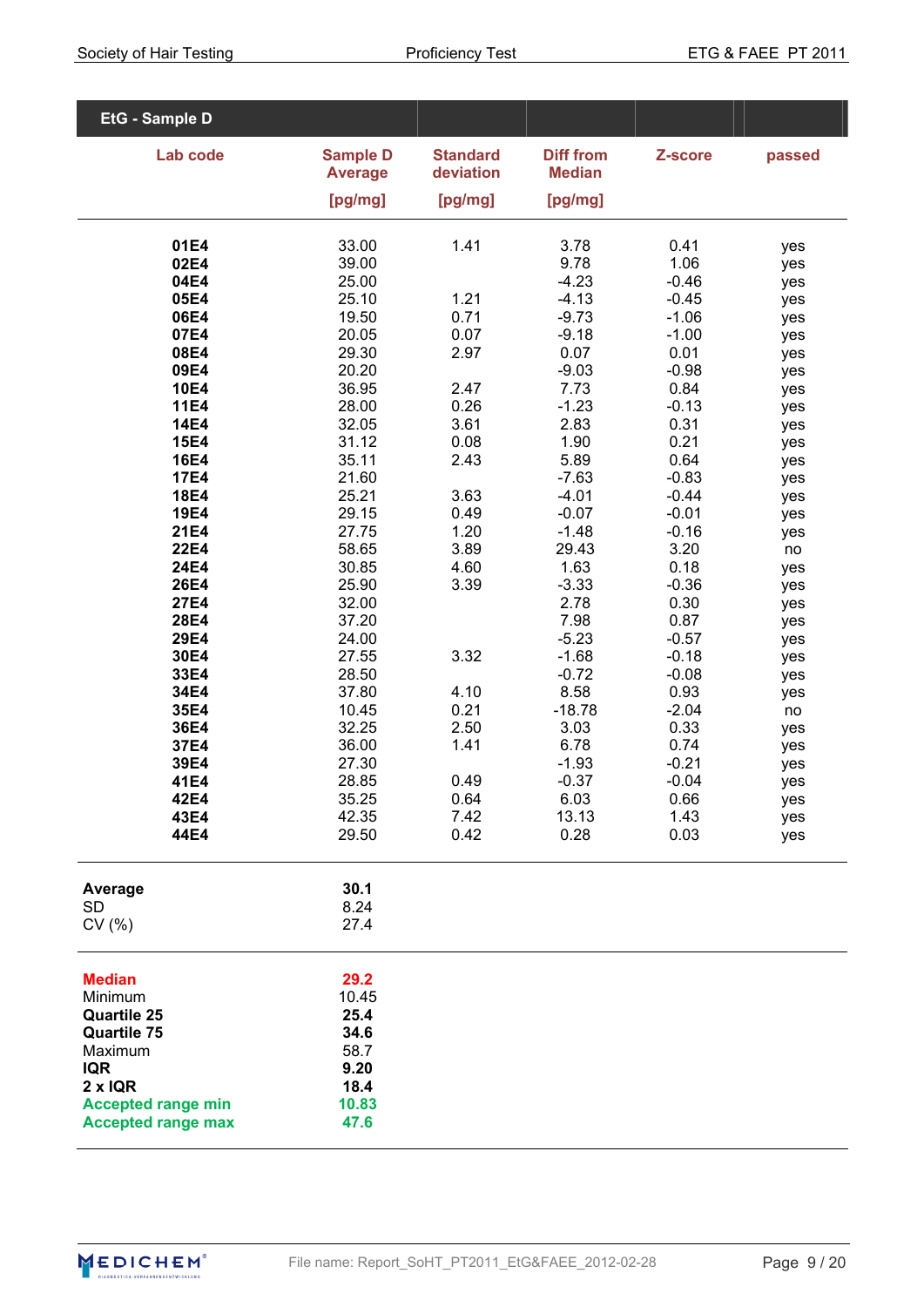## EtG - Sample D

| Lab code | Sample D Average [pg/mg] | Standard deviation [pg/mg] | Diff from Median [pg/mg] | Z-score | passed |
|---|---|---|---|---|---|
| **01E4** | 33.00 | 1.41 | 3.78 | 0.41 | yes |
| **02E4** | 39.00 | | 9.78 | 1.06 | yes |
| **04E4** | 25.00 | | -4.23 | -0.46 | yes |
| **05E4** | 25.10 | 1.21 | -4.13 | -0.45 | yes |
| **06E4** | 19.50 | 0.71 | -9.73 | -1.06 | yes |
| **07E4** | 20.05 | 0.07 | -9.18 | -1.00 | yes |
| **08E4** | 29.30 | 2.97 | 0.07 | 0.01 | yes |
| **09E4** | 20.20 | | -9.03 | -0.98 | yes |
| **10E4** | 36.95 | 2.47 | 7.73 | 0.84 | yes |
| **11E4** | 28.00 | 0.26 | -1.23 | -0.13 | yes |
| **14E4** | 32.05 | 3.61 | 2.83 | 0.31 | yes |
| **15E4** | 31.12 | 0.08 | 1.90 | 0.21 | yes |
| **16E4** | 35.11 | 2.43 | 5.89 | 0.64 | yes |
| **17E4** | 21.60 | | -7.63 | -0.83 | yes |
| **18E4** | 25.21 | 3.63 | -4.01 | -0.44 | yes |
| **19E4** | 29.15 | 0.49 | -0.07 | -0.01 | yes |
| **21E4** | 27.75 | 1.20 | -1.48 | -0.16 | yes |
| **22E4** | 58.65 | 3.89 | 29.43 | 3.20 | no |
| **24E4** | 30.85 | 4.60 | 1.63 | 0.18 | yes |
| **26E4** | 25.90 | 3.39 | -3.33 | -0.36 | yes |
| **27E4** | 32.00 | | 2.78 | 0.30 | yes |
| **28E4** | 37.20 | | 7.98 | 0.87 | yes |
| **29E4** | 24.00 | | -5.23 | -0.57 | yes |
| **30E4** | 27.55 | 3.32 | -1.68 | -0.18 | yes |
| **33E4** | 28.50 | | -0.72 | -0.08 | yes |
| **34E4** | 37.80 | 4.10 | 8.58 | 0.93 | yes |
| **35E4** | 10.45 | 0.21 | -18.78 | -2.04 | no |
| **36E4** | 32.25 | 2.50 | 3.03 | 0.33 | yes |
| **37E4** | 36.00 | 1.41 | 6.78 | 0.74 | yes |
| **39E4** | 27.30 | | -1.93 | -0.21 | yes |
| **41E4** | 28.85 | 0.49 | -0.37 | -0.04 | yes |
| **42E4** | 35.25 | 0.64 | 6.03 | 0.66 | yes |
| **43E4** | 42.35 | 7.42 | 13.13 | 1.43 | yes |
| **44E4** | 29.50 | 0.42 | 0.28 | 0.03 | yes |

| | |
|---|---|
| **Average** | **30.1** |
| SD | 8.24 |
| CV (%) | 27.4 |

| | |
|---|---|
| **Median** | **29.2** |
| Minimum | 10.45 |
| **Quartile 25** | **25.4** |
| **Quartile 75** | **34.6** |
| Maximum | 58.7 |
| **IQR** | **9.20** |
| **2 x IQR** | **18.4** |
| **Accepted range min** | **10.83** |
| **Accepted range max** | **47.6** |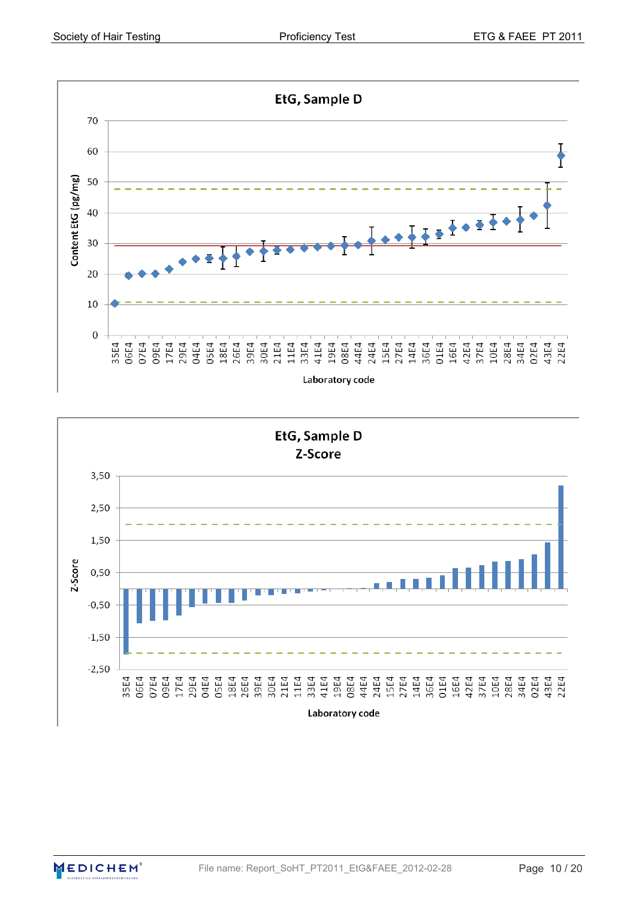**EtG, Sample D**

Content EtG (pg/mg)

Laboratory code: 35E4, 06E4, 07E4, 09E4, 17E4, 29E4, 04E4, 05E4, 18E4, 26E4, 39E4, 30E4, 21E4, 11E4, 33E4, 41E4, 19E4, 08E4, 44E4, 24E4, 15E4, 27E4, 14E4, 36E4, 01E4, 16E4, 42E4, 37E4, 10E4, 28E4, 34E4, 02E4, 43E4, 22E4

**EtG, Sample D**
**Z-Score**

Laboratory code: 35E4, 06E4, 07E4, 09E4, 17E4, 29E4, 04E4, 05E4, 18E4, 26E4, 39E4, 30E4, 21E4, 11E4, 33E4, 41E4, 19E4, 08E4, 44E4, 24E4, 15E4, 27E4, 14E4, 36E4, 01E4, 16E4, 42E4, 37E4, 10E4, 28E4, 34E4, 02E4, 43E4, 22E4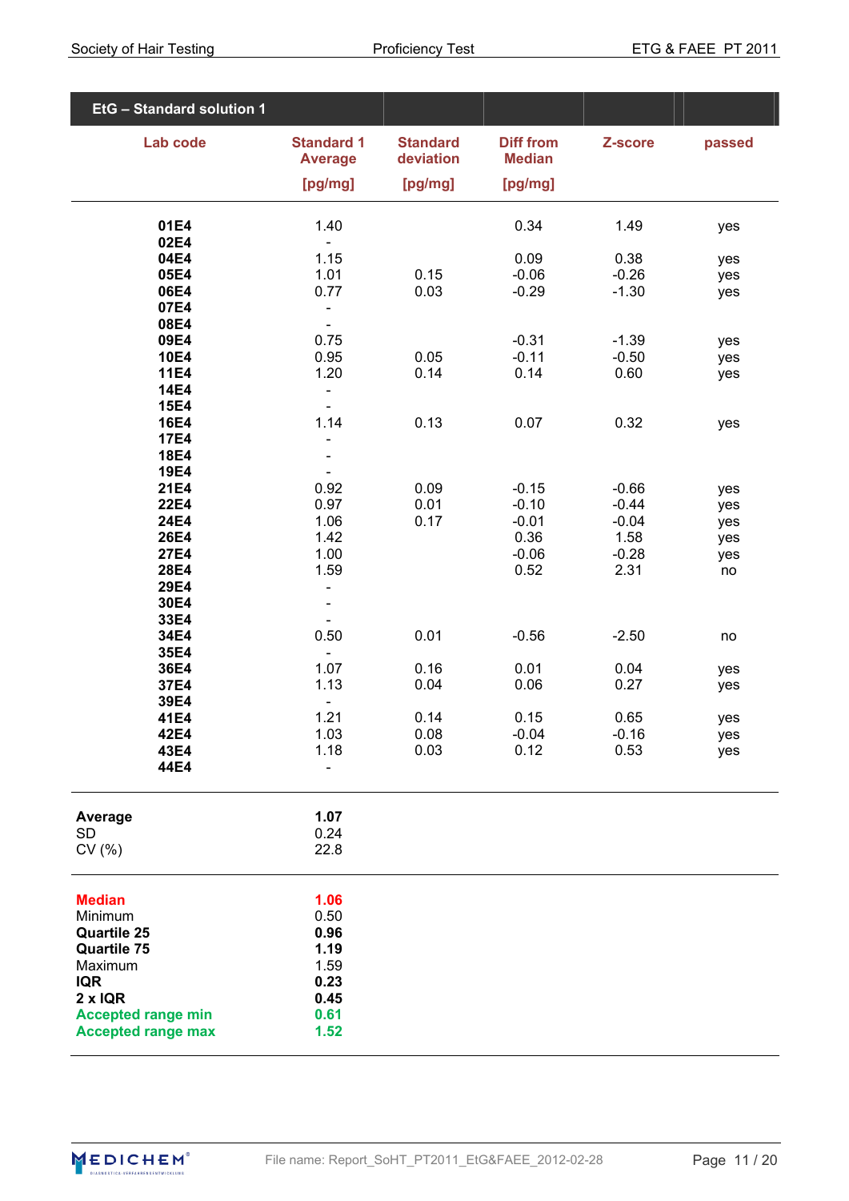## EtG – Standard solution 1

| Lab code | Standard 1 Average [pg/mg] | Standard deviation [pg/mg] | Diff from Median [pg/mg] | Z-score | passed |
|---|---|---|---|---|---|
| 01E4 | 1.40 | | 0.34 | 1.49 | yes |
| 02E4 | - | | | | |
| 04E4 | 1.15 | | 0.09 | 0.38 | yes |
| 05E4 | 1.01 | 0.15 | -0.06 | -0.26 | yes |
| 06E4 | 0.77 | 0.03 | -0.29 | -1.30 | yes |
| 07E4 | - | | | | |
| 08E4 | - | | | | |
| 09E4 | 0.75 | | -0.31 | -1.39 | yes |
| 10E4 | 0.95 | 0.05 | -0.11 | -0.50 | yes |
| 11E4 | 1.20 | 0.14 | 0.14 | 0.60 | yes |
| 14E4 | - | | | | |
| 15E4 | - | | | | |
| 16E4 | 1.14 | 0.13 | 0.07 | 0.32 | yes |
| 17E4 | - | | | | |
| 18E4 | - | | | | |
| 19E4 | - | | | | |
| 21E4 | 0.92 | 0.09 | -0.15 | -0.66 | yes |
| 22E4 | 0.97 | 0.01 | -0.10 | -0.44 | yes |
| 24E4 | 1.06 | 0.17 | -0.01 | -0.04 | yes |
| 26E4 | 1.42 | | 0.36 | 1.58 | yes |
| 27E4 | 1.00 | | -0.06 | -0.28 | yes |
| 28E4 | 1.59 | | 0.52 | 2.31 | no |
| 29E4 | - | | | | |
| 30E4 | - | | | | |
| 33E4 | - | | | | |
| 34E4 | 0.50 | 0.01 | -0.56 | -2.50 | no |
| 35E4 | - | | | | |
| 36E4 | 1.07 | 0.16 | 0.01 | 0.04 | yes |
| 37E4 | 1.13 | 0.04 | 0.06 | 0.27 | yes |
| 39E4 | - | | | | |
| 41E4 | 1.21 | 0.14 | 0.15 | 0.65 | yes |
| 42E4 | 1.03 | 0.08 | -0.04 | -0.16 | yes |
| 43E4 | 1.18 | 0.03 | 0.12 | 0.53 | yes |
| 44E4 | - | | | | |

| | |
|---|---|
| **Average** | **1.07** |
| SD | 0.24 |
| CV (%) | 22.8 |

| | |
|---|---|
| **Median** | **1.06** |
| Minimum | 0.50 |
| **Quartile 25** | **0.96** |
| **Quartile 75** | **1.19** |
| Maximum | 1.59 |
| **IQR** | **0.23** |
| **2 x IQR** | **0.45** |
| **Accepted range min** | **0.61** |
| **Accepted range max** | **1.52** |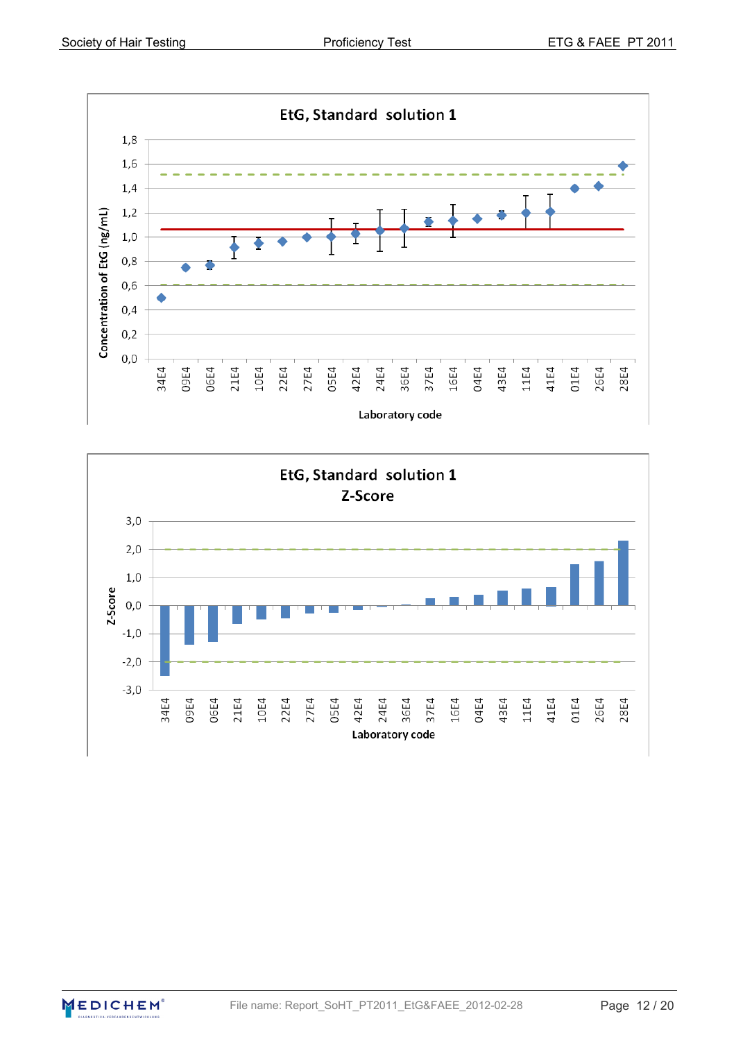EtG, Standard solution 1

Concentration of EtG (ng/mL)

1,8
1,6
1,4
1,2
1,0
0,8
0,6
0,4
0,2
0,0

34E4 09E4 06E4 21E4 10E4 22E4 27E4 05E4 42E4 24E4 36E4 37E4 16E4 04E4 43E4 11E4 41E4 01E4 26E4 28E4

Laboratory code

EtG, Standard solution 1
Z-Score

Z-Score

3,0
2,0
1,0
0,0
-1,0
-2,0
-3,0

34E4 09E4 06E4 21E4 10E4 22E4 27E4 05E4 42E4 24E4 36E4 37E4 16E4 04E4 43E4 11E4 41E4 01E4 26E4 28E4

Laboratory code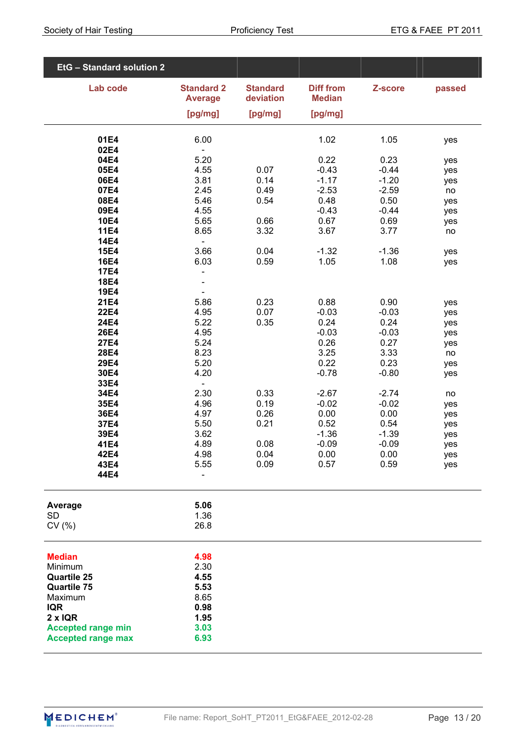## EtG – Standard solution 2

| Lab code | Standard 2 Average [pg/mg] | Standard deviation [pg/mg] | Diff from Median [pg/mg] | Z-score | passed |
|---|---|---|---|---|---|
| 01E4 | 6.00 | | 1.02 | 1.05 | yes |
| 02E4 | - | | | | |
| 04E4 | 5.20 | | 0.22 | 0.23 | yes |
| 05E4 | 4.55 | 0.07 | -0.43 | -0.44 | yes |
| 06E4 | 3.81 | 0.14 | -1.17 | -1.20 | yes |
| 07E4 | 2.45 | 0.49 | -2.53 | -2.59 | no |
| 08E4 | 5.46 | 0.54 | 0.48 | 0.50 | yes |
| 09E4 | 4.55 | | -0.43 | -0.44 | yes |
| 10E4 | 5.65 | 0.66 | 0.67 | 0.69 | yes |
| 11E4 | 8.65 | 3.32 | 3.67 | 3.77 | no |
| 14E4 | - | | | | |
| 15E4 | 3.66 | 0.04 | -1.32 | -1.36 | yes |
| 16E4 | 6.03 | 0.59 | 1.05 | 1.08 | yes |
| 17E4 | - | | | | |
| 18E4 | - | | | | |
| 19E4 | - | | | | |
| 21E4 | 5.86 | 0.23 | 0.88 | 0.90 | yes |
| 22E4 | 4.95 | 0.07 | -0.03 | -0.03 | yes |
| 24E4 | 5.22 | 0.35 | 0.24 | 0.24 | yes |
| 26E4 | 4.95 | | -0.03 | -0.03 | yes |
| 27E4 | 5.24 | | 0.26 | 0.27 | yes |
| 28E4 | 8.23 | | 3.25 | 3.33 | no |
| 29E4 | 5.20 | | 0.22 | 0.23 | yes |
| 30E4 | 4.20 | | -0.78 | -0.80 | yes |
| 33E4 | - | | | | |
| 34E4 | 2.30 | 0.33 | -2.67 | -2.74 | no |
| 35E4 | 4.96 | 0.19 | -0.02 | -0.02 | yes |
| 36E4 | 4.97 | 0.26 | 0.00 | 0.00 | yes |
| 37E4 | 5.50 | 0.21 | 0.52 | 0.54 | yes |
| 39E4 | 3.62 | | -1.36 | -1.39 | yes |
| 41E4 | 4.89 | 0.08 | -0.09 | -0.09 | yes |
| 42E4 | 4.98 | 0.04 | 0.00 | 0.00 | yes |
| 43E4 | 5.55 | 0.09 | 0.57 | 0.59 | yes |
| 44E4 | - | | | | |

| | |
|---|---|
| **Average** | **5.06** |
| SD | 1.36 |
| CV (%) | 26.8 |

| | |
|---|---|
| **Median** | **4.98** |
| Minimum | 2.30 |
| **Quartile 25** | **4.55** |
| **Quartile 75** | **5.53** |
| Maximum | 8.65 |
| **IQR** | **0.98** |
| **2 x IQR** | **1.95** |
| **Accepted range min** | **3.03** |
| **Accepted range max** | **6.93** |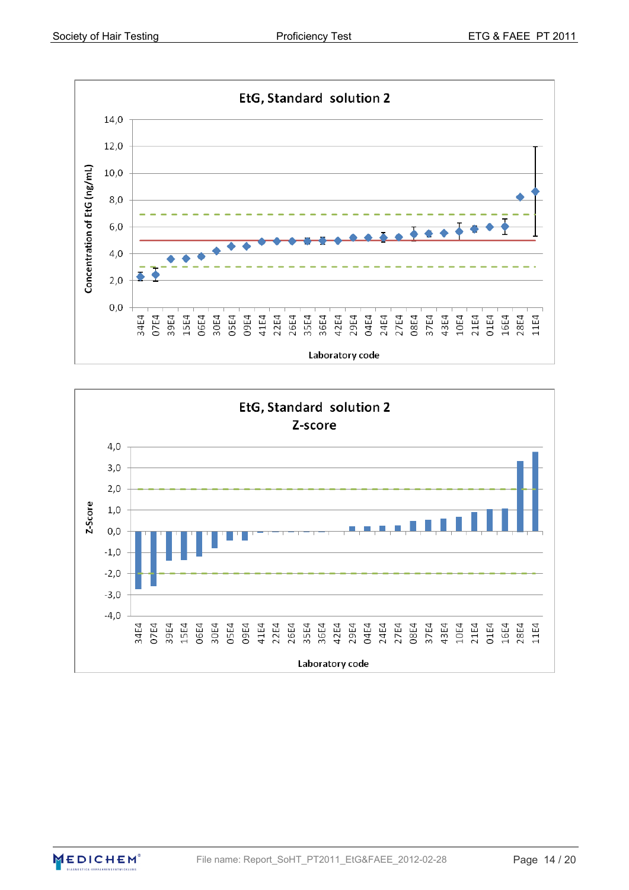**EtG, Standard solution 2**

Concentration of EtG (ng/mL) by Laboratory code: 34E4, 07E4, 39E4, 15E4, 06E4, 30E4, 05E4, 09E4, 41E4, 22E4, 26E4, 35E4, 36E4, 42E4, 29E4, 04E4, 24E4, 27E4, 08E4, 37E4, 43E4, 10E4, 21E4, 01E4, 16E4, 28E4, 11E4

**EtG, Standard solution 2**
**Z-score**

Z-Score by Laboratory code: 34E4, 07E4, 39E4, 15E4, 06E4, 30E4, 05E4, 09E4, 41E4, 22E4, 26E4, 35E4, 36E4, 42E4, 29E4, 04E4, 24E4, 27E4, 08E4, 37E4, 43E4, 10E4, 21E4, 01E4, 16E4, 28E4, 11E4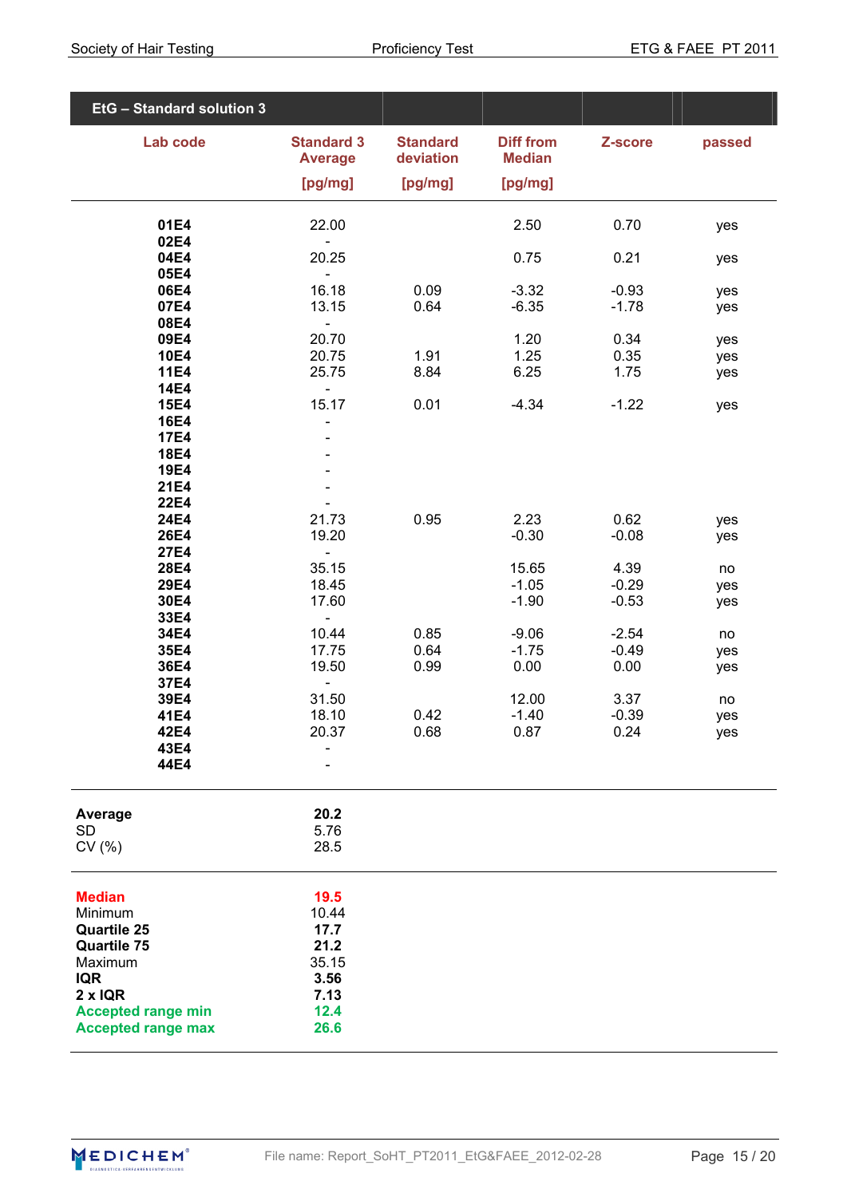## EtG – Standard solution 3

| Lab code | Standard 3 Average [pg/mg] | Standard deviation [pg/mg] | Diff from Median [pg/mg] | Z-score | passed |
|---|---|---|---|---|---|
| 01E4 | 22.00 | | 2.50 | 0.70 | yes |
| 02E4 | - | | | | |
| 04E4 | 20.25 | | 0.75 | 0.21 | yes |
| 05E4 | - | | | | |
| 06E4 | 16.18 | 0.09 | -3.32 | -0.93 | yes |
| 07E4 | 13.15 | 0.64 | -6.35 | -1.78 | yes |
| 08E4 | - | | | | |
| 09E4 | 20.70 | | 1.20 | 0.34 | yes |
| 10E4 | 20.75 | 1.91 | 1.25 | 0.35 | yes |
| 11E4 | 25.75 | 8.84 | 6.25 | 1.75 | yes |
| 14E4 | - | | | | |
| 15E4 | 15.17 | 0.01 | -4.34 | -1.22 | yes |
| 16E4 | - | | | | |
| 17E4 | - | | | | |
| 18E4 | - | | | | |
| 19E4 | - | | | | |
| 21E4 | - | | | | |
| 22E4 | - | | | | |
| 24E4 | 21.73 | 0.95 | 2.23 | 0.62 | yes |
| 26E4 | 19.20 | | -0.30 | -0.08 | yes |
| 27E4 | - | | | | |
| 28E4 | 35.15 | | 15.65 | 4.39 | no |
| 29E4 | 18.45 | | -1.05 | -0.29 | yes |
| 30E4 | 17.60 | | -1.90 | -0.53 | yes |
| 33E4 | - | | | | |
| 34E4 | 10.44 | 0.85 | -9.06 | -2.54 | no |
| 35E4 | 17.75 | 0.64 | -1.75 | -0.49 | yes |
| 36E4 | 19.50 | 0.99 | 0.00 | 0.00 | yes |
| 37E4 | - | | | | |
| 39E4 | 31.50 | | 12.00 | 3.37 | no |
| 41E4 | 18.10 | 0.42 | -1.40 | -0.39 | yes |
| 42E4 | 20.37 | 0.68 | 0.87 | 0.24 | yes |
| 43E4 | - | | | | |
| 44E4 | - | | | | |

| | |
|---|---|
| **Average** | **20.2** |
| SD | 5.76 |
| CV (%) | 28.5 |

| | |
|---|---|
| **Median** | **19.5** |
| Minimum | 10.44 |
| **Quartile 25** | **17.7** |
| **Quartile 75** | **21.2** |
| Maximum | 35.15 |
| **IQR** | **3.56** |
| **2 x IQR** | **7.13** |
| **Accepted range min** | **12.4** |
| **Accepted range max** | **26.6** |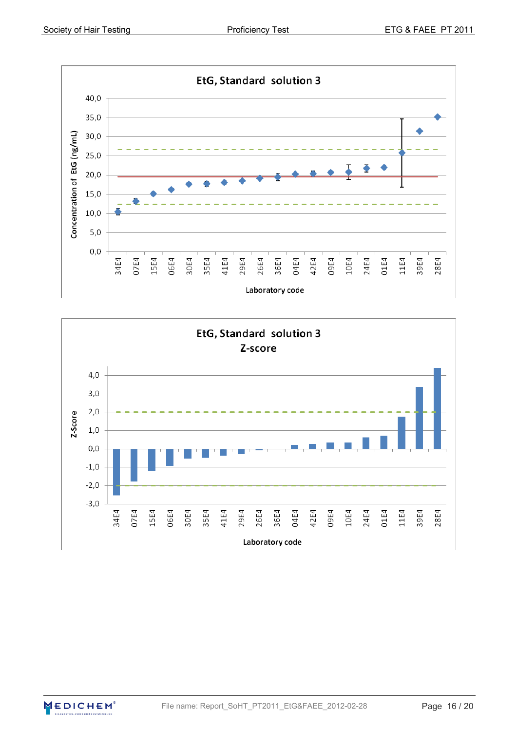## EtG, Standard solution 3

Concentration of EtG (ng/mL) by laboratory code: 34E4, 07E4, 15E4, 06E4, 30E4, 35E4, 41E4, 29E4, 26E4, 36E4, 04E4, 42E4, 09E4, 10E4, 24E4, 01E4, 11E4, 39E4, 28E4

Laboratory code

## EtG, Standard solution 3
## Z-score

Z-Score by laboratory code: 34E4, 07E4, 15E4, 06E4, 30E4, 35E4, 41E4, 29E4, 26E4, 36E4, 04E4, 42E4, 09E4, 10E4, 24E4, 01E4, 11E4, 39E4, 28E4

Laboratory code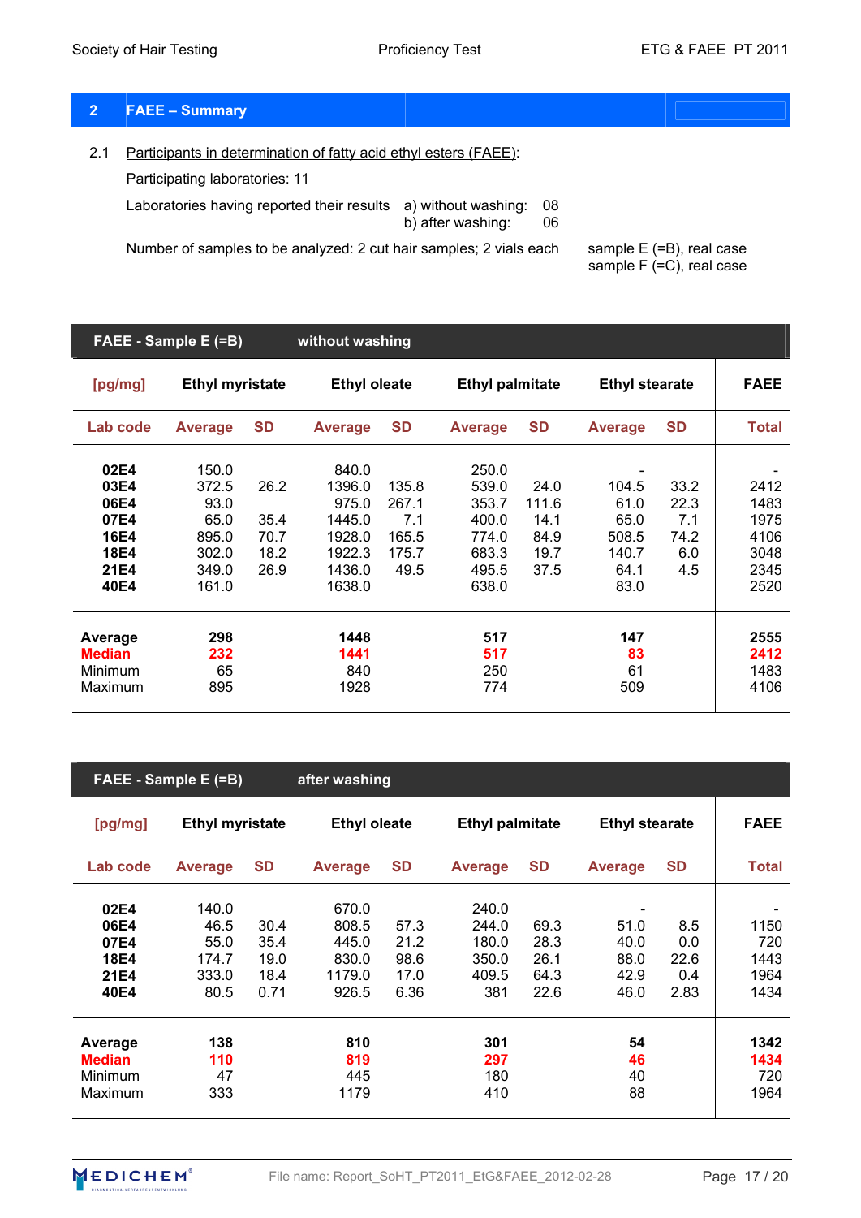## 2 FAEE – Summary

2.1 Participants in determination of fatty acid ethyl esters (FAEE):

Participating laboratories: 11

Laboratories having reported their results a) without washing: 08
b) after washing: 06

Number of samples to be analyzed: 2 cut hair samples; 2 vials each sample E (=B), real case
sample F (=C), real case

**FAEE - Sample E (=B) without washing**

| [pg/mg] | Ethyl myristate | | Ethyl oleate | | Ethyl palmitate | | Ethyl stearate | | FAEE |
|---|---|---|---|---|---|---|---|---|---|
| Lab code | Average | SD | Average | SD | Average | SD | Average | SD | Total |
| 02E4 | 150.0 | | 840.0 | | 250.0 | | - | | - |
| 03E4 | 372.5 | 26.2 | 1396.0 | 135.8 | 539.0 | 24.0 | 104.5 | 33.2 | 2412 |
| 06E4 | 93.0 | | 975.0 | 267.1 | 353.7 | 111.6 | 61.0 | 22.3 | 1483 |
| 07E4 | 65.0 | 35.4 | 1445.0 | 7.1 | 400.0 | 14.1 | 65.0 | 7.1 | 1975 |
| 16E4 | 895.0 | 70.7 | 1928.0 | 165.5 | 774.0 | 84.9 | 508.5 | 74.2 | 4106 |
| 18E4 | 302.0 | 18.2 | 1922.3 | 175.7 | 683.3 | 19.7 | 140.7 | 6.0 | 3048 |
| 21E4 | 349.0 | 26.9 | 1436.0 | 49.5 | 495.5 | 37.5 | 64.1 | 4.5 | 2345 |
| 40E4 | 161.0 | | 1638.0 | | 638.0 | | 83.0 | | 2520 |
| **Average** | **298** | | **1448** | | **517** | | **147** | | **2555** |
| **Median** | **232** | | **1441** | | **517** | | **83** | | **2412** |
| Minimum | 65 | | 840 | | 250 | | 61 | | 1483 |
| Maximum | 895 | | 1928 | | 774 | | 509 | | 4106 |

**FAEE - Sample E (=B) after washing**

| [pg/mg] | Ethyl myristate | | Ethyl oleate | | Ethyl palmitate | | Ethyl stearate | | FAEE |
|---|---|---|---|---|---|---|---|---|---|
| Lab code | Average | SD | Average | SD | Average | SD | Average | SD | Total |
| 02E4 | 140.0 | | 670.0 | | 240.0 | | - | | - |
| 06E4 | 46.5 | 30.4 | 808.5 | 57.3 | 244.0 | 69.3 | 51.0 | 8.5 | 1150 |
| 07E4 | 55.0 | 35.4 | 445.0 | 21.2 | 180.0 | 28.3 | 40.0 | 0.0 | 720 |
| 18E4 | 174.7 | 19.0 | 830.0 | 98.6 | 350.0 | 26.1 | 88.0 | 22.6 | 1443 |
| 21E4 | 333.0 | 18.4 | 1179.0 | 17.0 | 409.5 | 64.3 | 42.9 | 0.4 | 1964 |
| 40E4 | 80.5 | 0.71 | 926.5 | 6.36 | 381 | 22.6 | 46.0 | 2.83 | 1434 |
| **Average** | **138** | | **810** | | **301** | | **54** | | **1342** |
| **Median** | **110** | | **819** | | **297** | | **46** | | **1434** |
| Minimum | 47 | | 445 | | 180 | | 40 | | 720 |
| Maximum | 333 | | 1179 | | 410 | | 88 | | 1964 |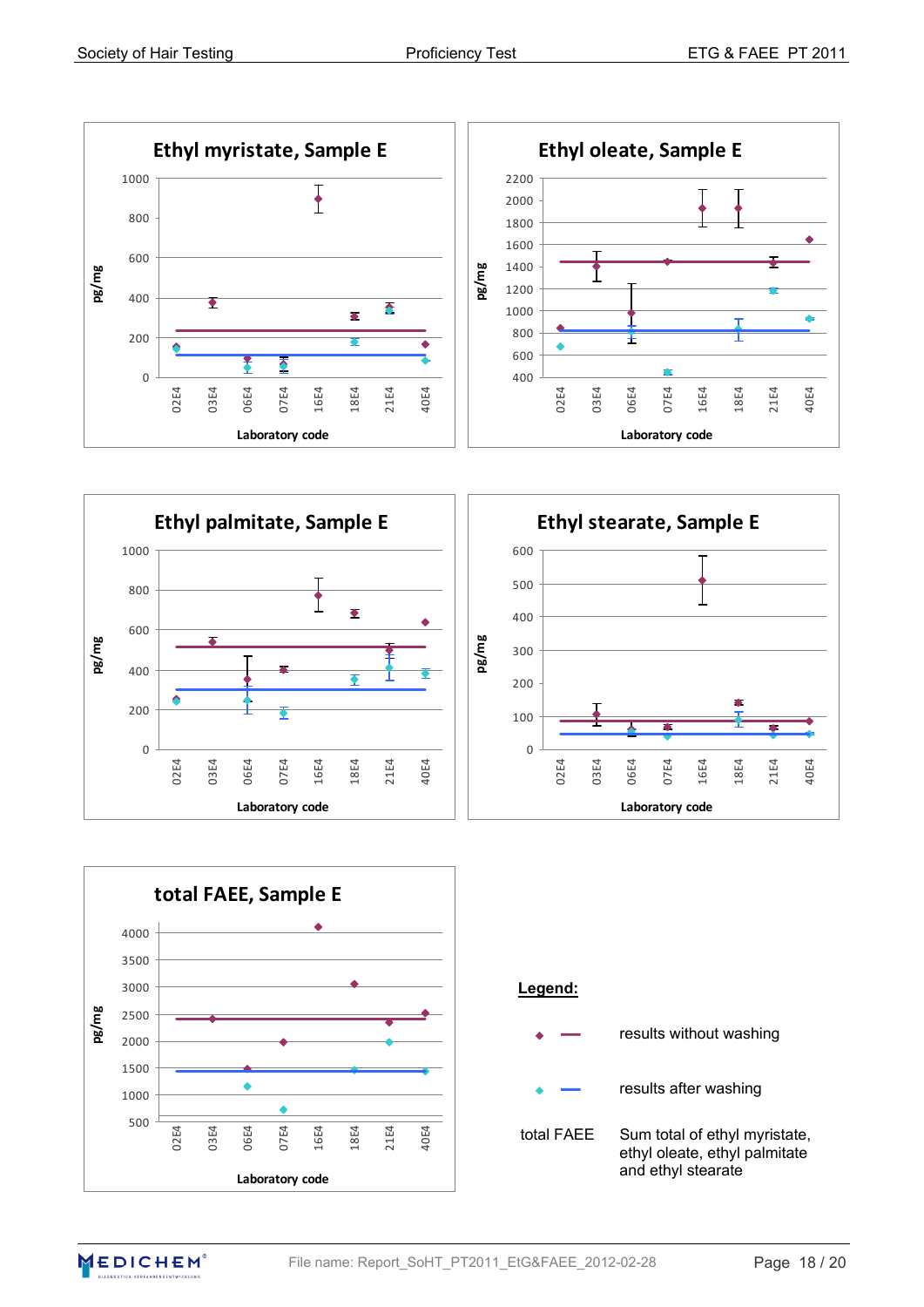**Ethyl myristate, Sample E**

pg/mg (0–1000)

Laboratory code: 02E4, 03E4, 06E4, 07E4, 16E4, 18E4, 21E4, 40E4

**Ethyl oleate, Sample E**

pg/mg (400–2200)

Laboratory code: 02E4, 03E4, 06E4, 07E4, 16E4, 18E4, 21E4, 40E4

**Ethyl palmitate, Sample E**

pg/mg (0–1000)

Laboratory code: 02E4, 03E4, 06E4, 07E4, 16E4, 18E4, 21E4, 40E4

**Ethyl stearate, Sample E**

pg/mg (0–600)

Laboratory code: 02E4, 03E4, 06E4, 07E4, 16E4, 18E4, 21E4, 40E4

**total FAEE, Sample E**

pg/mg (500–4000)

Laboratory code: 02E4, 03E4, 06E4, 07E4, 16E4, 18E4, 21E4, 40E4

**Legend:**

| | |
|---|---|
| ◆ — (purple) | results without washing |
| ◆ — (blue) | results after washing |
| total FAEE | Sum total of ethyl myristate, ethyl oleate, ethyl palmitate and ethyl stearate |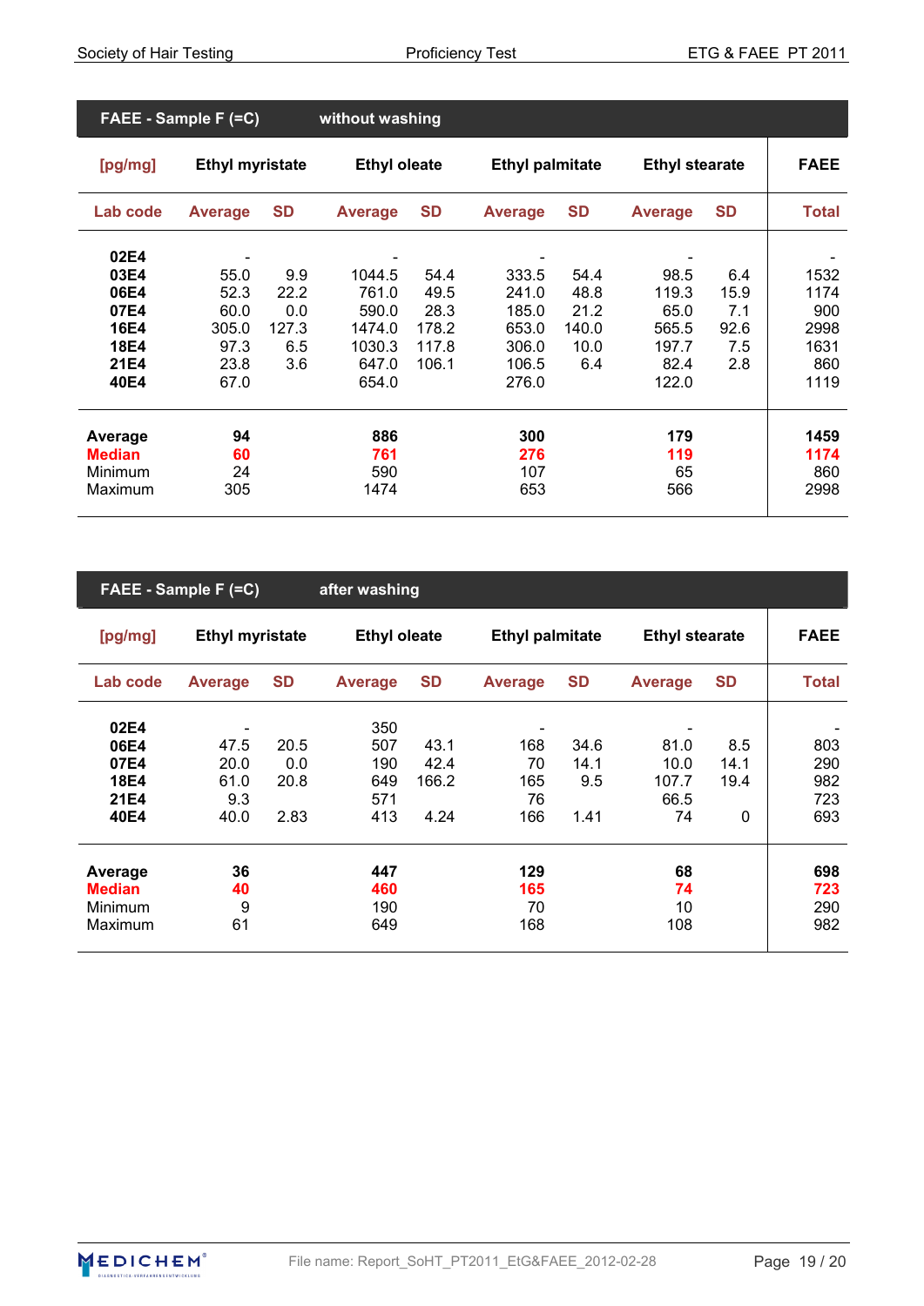## FAEE - Sample F (=C) without washing

| [pg/mg] | Ethyl myristate | | Ethyl oleate | | Ethyl palmitate | | Ethyl stearate | | FAEE |
|---|---|---|---|---|---|---|---|---|---|
| **Lab code** | **Average** | **SD** | **Average** | **SD** | **Average** | **SD** | **Average** | **SD** | **Total** |
| **02E4** | - | | - | | - | | - | | - |
| **03E4** | 55.0 | 9.9 | 1044.5 | 54.4 | 333.5 | 54.4 | 98.5 | 6.4 | 1532 |
| **06E4** | 52.3 | 22.2 | 761.0 | 49.5 | 241.0 | 48.8 | 119.3 | 15.9 | 1174 |
| **07E4** | 60.0 | 0.0 | 590.0 | 28.3 | 185.0 | 21.2 | 65.0 | 7.1 | 900 |
| **16E4** | 305.0 | 127.3 | 1474.0 | 178.2 | 653.0 | 140.0 | 565.5 | 92.6 | 2998 |
| **18E4** | 97.3 | 6.5 | 1030.3 | 117.8 | 306.0 | 10.0 | 197.7 | 7.5 | 1631 |
| **21E4** | 23.8 | 3.6 | 647.0 | 106.1 | 106.5 | 6.4 | 82.4 | 2.8 | 860 |
| **40E4** | 67.0 | | 654.0 | | 276.0 | | 122.0 | | 1119 |
| Average | **94** | | **886** | | **300** | | **179** | | **1459** |
| **Median** | **60** | | **761** | | **276** | | **119** | | **1174** |
| Minimum | 24 | | 590 | | 107 | | 65 | | 860 |
| Maximum | 305 | | 1474 | | 653 | | 566 | | 2998 |

## FAEE - Sample F (=C) after washing

| [pg/mg] | Ethyl myristate | | Ethyl oleate | | Ethyl palmitate | | Ethyl stearate | | FAEE |
|---|---|---|---|---|---|---|---|---|---|
| **Lab code** | **Average** | **SD** | **Average** | **SD** | **Average** | **SD** | **Average** | **SD** | **Total** |
| **02E4** | - | | 350 | | - | | - | | - |
| **06E4** | 47.5 | 20.5 | 507 | 43.1 | 168 | 34.6 | 81.0 | 8.5 | 803 |
| **07E4** | 20.0 | 0.0 | 190 | 42.4 | 70 | 14.1 | 10.0 | 14.1 | 290 |
| **18E4** | 61.0 | 20.8 | 649 | 166.2 | 165 | 9.5 | 107.7 | 19.4 | 982 |
| **21E4** | 9.3 | | 571 | | 76 | | 66.5 | | 723 |
| **40E4** | 40.0 | 2.83 | 413 | 4.24 | 166 | 1.41 | 74 | 0 | 693 |
| Average | **36** | | **447** | | **129** | | **68** | | **698** |
| **Median** | **40** | | **460** | | **165** | | **74** | | **723** |
| Minimum | 9 | | 190 | | 70 | | 10 | | 290 |
| Maximum | 61 | | 649 | | 168 | | 108 | | 982 |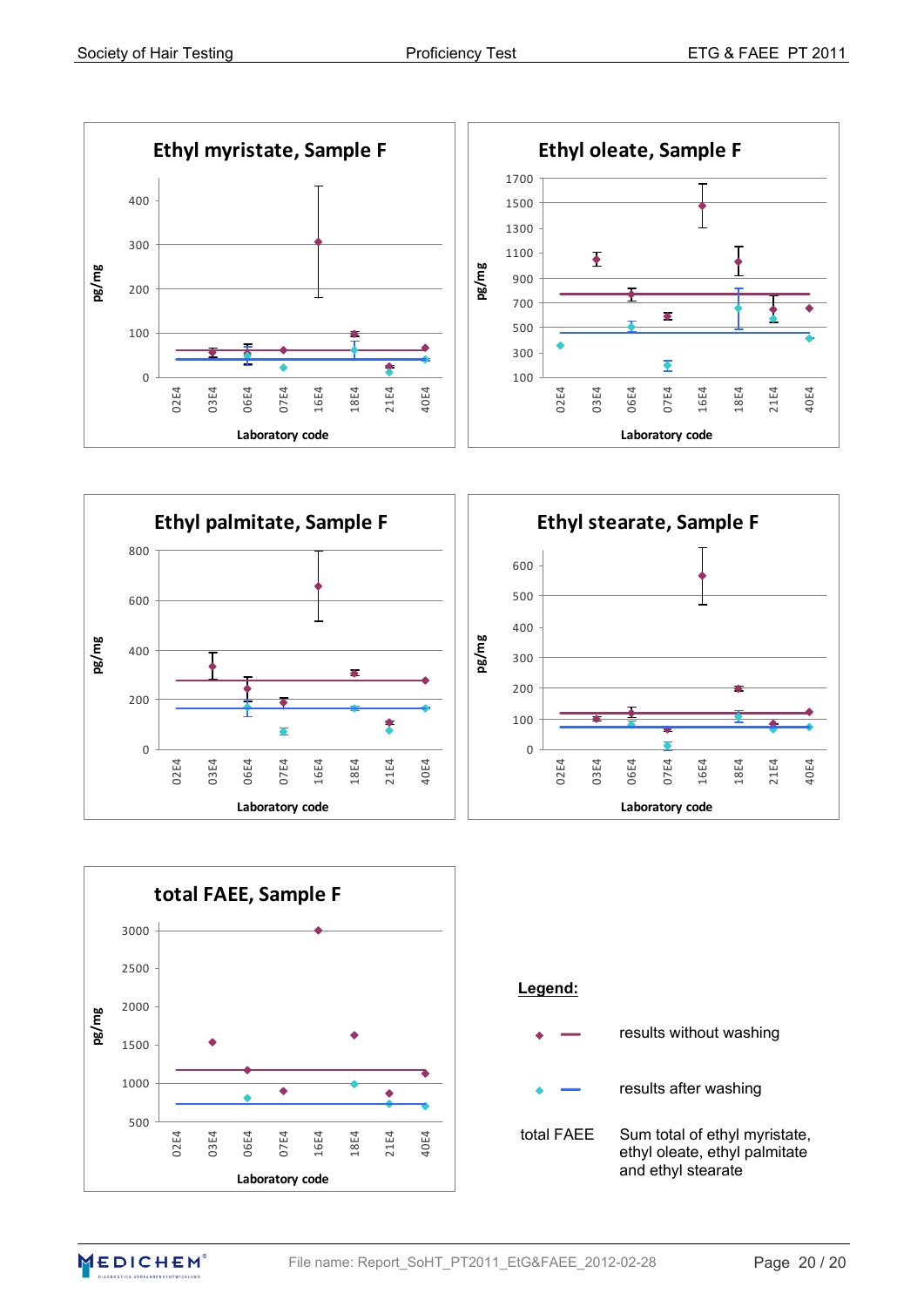## Ethyl myristate, Sample F

pg/mg

400
300
200
100
0

02E4 03E4 06E4 07E4 16E4 18E4 21E4 40E4

Laboratory code

## Ethyl oleate, Sample F

pg/mg

1700
1500
1300
1100
900
700
500
300
100

02E4 03E4 06E4 07E4 16E4 18E4 21E4 40E4

Laboratory code

## Ethyl palmitate, Sample F

pg/mg

800
600
400
200
0

02E4 03E4 06E4 07E4 16E4 18E4 21E4 40E4

Laboratory code

## Ethyl stearate, Sample F

pg/mg

600
500
400
300
200
100
0

02E4 03E4 06E4 07E4 16E4 18E4 21E4 40E4

Laboratory code

## total FAEE, Sample F

pg/mg

3000
2500
2000
1500
1000
500

02E4 03E4 06E4 07E4 16E4 18E4 21E4 40E4

Laboratory code

**Legend:**

results without washing

results after washing

total FAEE — Sum total of ethyl myristate, ethyl oleate, ethyl palmitate and ethyl stearate

File name: Report_SoHT_PT2011_EtG&FAEE_2012-02-28